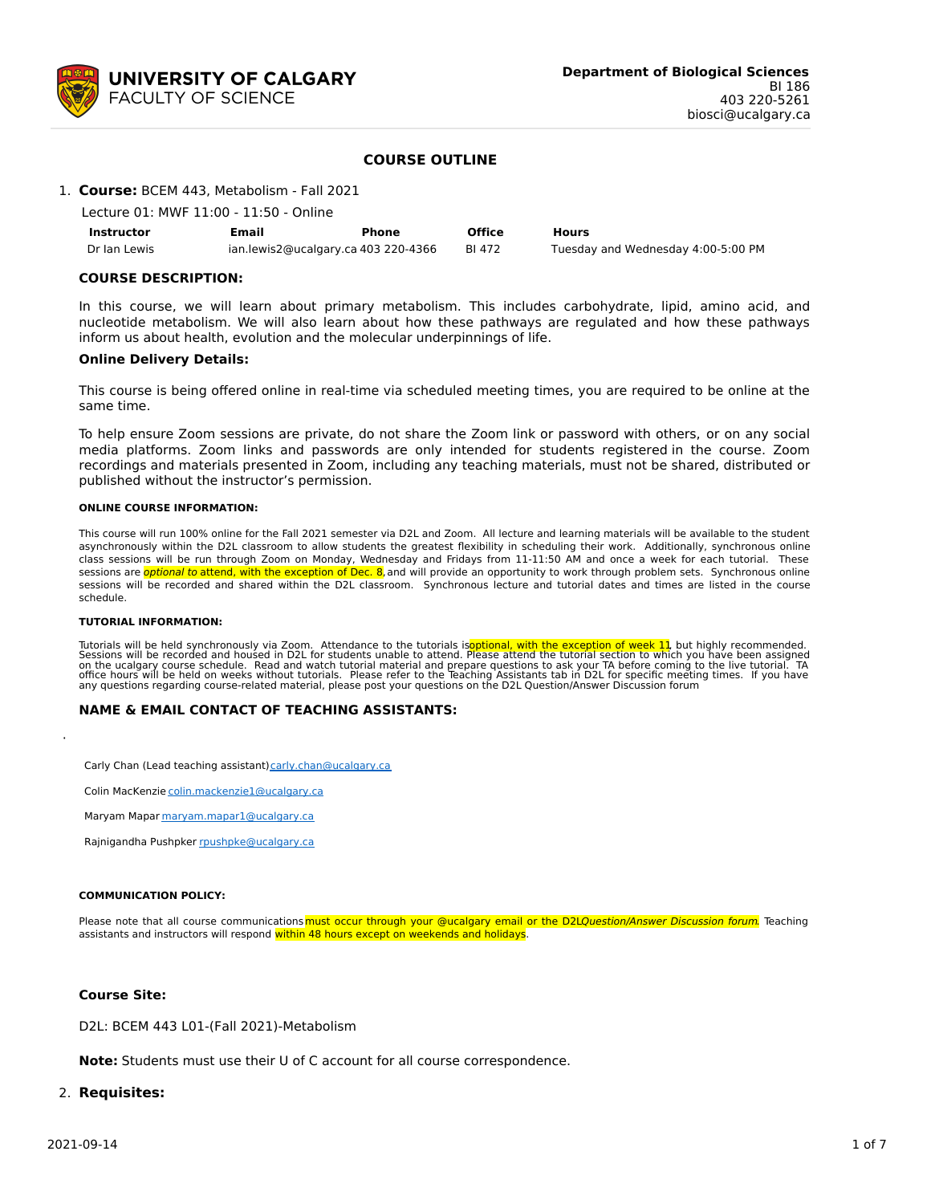**UNIVERSITY OF CALGARY**
FACULTY OF SCIENCE

**Department of Biological Sciences**
BI 186
403 220-5261
biosci@ucalgary.ca

## COURSE OUTLINE

1. **Course:** BCEM 443, Metabolism - Fall 2021

Lecture 01: MWF 11:00 - 11:50 - Online

| Instructor | Email | Phone | Office | Hours |
|---|---|---|---|---|
| Dr Ian Lewis | ian.lewis2@ucalgary.ca | 403 220-4366 | BI 472 | Tuesday and Wednesday 4:00-5:00 PM |

### COURSE DESCRIPTION:

In this course, we will learn about primary metabolism. This includes carbohydrate, lipid, amino acid, and nucleotide metabolism. We will also learn about how these pathways are regulated and how these pathways inform us about health, evolution and the molecular underpinnings of life.

### Online Delivery Details:

This course is being offered online in real-time via scheduled meeting times, you are required to be online at the same time.

To help ensure Zoom sessions are private, do not share the Zoom link or password with others, or on any social media platforms. Zoom links and passwords are only intended for students registered in the course. Zoom recordings and materials presented in Zoom, including any teaching materials, must not be shared, distributed or published without the instructor's permission.

#### ONLINE COURSE INFORMATION:

This course will run 100% online for the Fall 2021 semester via D2L and Zoom. All lecture and learning materials will be available to the student asynchronously within the D2L classroom to allow students the greatest flexibility in scheduling their work. Additionally, synchronous online class sessions will be run through Zoom on Monday, Wednesday and Fridays from 11-11:50 AM and once a week for each tutorial. These sessions are *optional to* attend, with the exception of Dec. 8, and will provide an opportunity to work through problem sets. Synchronous online sessions will be recorded and shared within the D2L classroom. Synchronous lecture and tutorial dates and times are listed in the course schedule.

#### TUTORIAL INFORMATION:

Tutorials will be held synchronously via Zoom. Attendance to the tutorials is optional, with the exception of week 11, but highly recommended. Sessions will be recorded and housed in D2L for students unable to attend. Please attend the tutorial section to which you have been assigned on the ucalgary course schedule. Read and watch tutorial material and prepare questions to ask your TA before coming to the live tutorial. TA office hours will be held on weeks without tutorials. Please refer to the Teaching Assistants tab in D2L for specific meeting times. If you have any questions regarding course-related material, please post your questions on the D2L Question/Answer Discussion forum

### NAME & EMAIL CONTACT OF TEACHING ASSISTANTS:

Carly Chan (Lead teaching assistant) carly.chan@ucalgary.ca

Colin MacKenzie colin.mackenzie1@ucalgary.ca

Maryam Mapar maryam.mapar1@ucalgary.ca

Rajnigandha Pushpker rpushpke@ucalgary.ca

#### COMMUNICATION POLICY:

Please note that all course communications must occur through your @ucalgary email or the D2L *Question/Answer Discussion forum*. Teaching assistants and instructors will respond within 48 hours except on weekends and holidays.

### Course Site:

D2L: BCEM 443 L01-(Fall 2021)-Metabolism

**Note:** Students must use their U of C account for all course correspondence.

2. **Requisites:**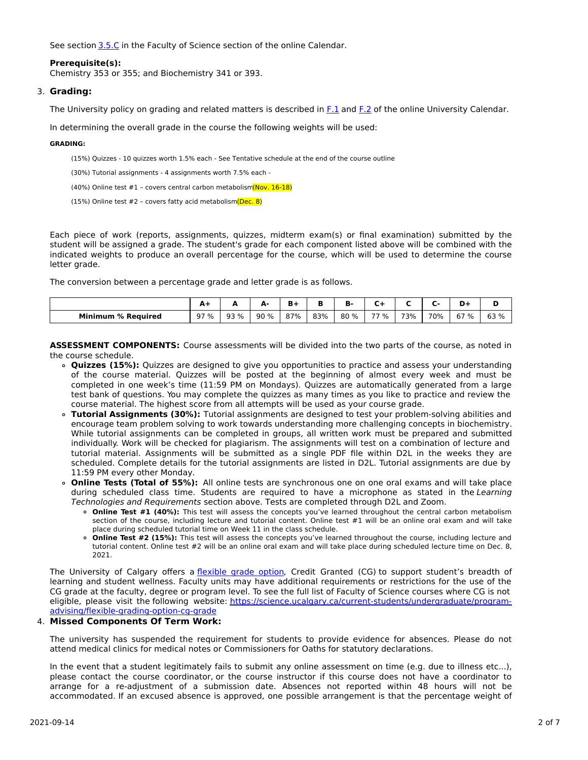See section 3.5.C in the Faculty of Science section of the online Calendar.

**Prerequisite(s):**
Chemistry 353 or 355; and Biochemistry 341 or 393.

## 3. Grading:

The University policy on grading and related matters is described in F.1 and F.2 of the online University Calendar.

In determining the overall grade in the course the following weights will be used:

**GRADING:**

(15%) Quizzes - 10 quizzes worth 1.5% each - See Tentative schedule at the end of the course outline

(30%) Tutorial assignments - 4 assignments worth 7.5% each -

(40%) Online test #1 – covers central carbon metabolism(Nov. 16-18)

(15%) Online test #2 – covers fatty acid metabolism(Dec. 8)

Each piece of work (reports, assignments, quizzes, midterm exam(s) or final examination) submitted by the student will be assigned a grade. The student's grade for each component listed above will be combined with the indicated weights to produce an overall percentage for the course, which will be used to determine the course letter grade.

The conversion between a percentage grade and letter grade is as follows.

| | A+ | A | A- | B+ | B | B- | C+ | C | C- | D+ | D |
|---|---|---|---|---|---|---|---|---|---|---|---|
| **Minimum % Required** | 97 % | 93 % | 90 % | 87% | 83% | 80 % | 77 % | 73% | 70% | 67 % | 63 % |

**ASSESSMENT COMPONENTS:** Course assessments will be divided into the two parts of the course, as noted in the course schedule.

- **Quizzes (15%):** Quizzes are designed to give you opportunities to practice and assess your understanding of the course material. Quizzes will be posted at the beginning of almost every week and must be completed in one week's time (11:59 PM on Mondays). Quizzes are automatically generated from a large test bank of questions. You may complete the quizzes as many times as you like to practice and review the course material. The highest score from all attempts will be used as your course grade.
- **Tutorial Assignments (30%):** Tutorial assignments are designed to test your problem-solving abilities and encourage team problem solving to work towards understanding more challenging concepts in biochemistry. While tutorial assignments can be completed in groups, all written work must be prepared and submitted individually. Work will be checked for plagiarism. The assignments will test on a combination of lecture and tutorial material. Assignments will be submitted as a single PDF file within D2L in the weeks they are scheduled. Complete details for the tutorial assignments are listed in D2L. Tutorial assignments are due by 11:59 PM every other Monday.
- **Online Tests (Total of 55%):** All online tests are synchronous one on one oral exams and will take place during scheduled class time. Students are required to have a microphone as stated in the *Learning Technologies and Requirements* section above. Tests are completed through D2L and Zoom.
  - **Online Test #1 (40%):** This test will assess the concepts you've learned throughout the central carbon metabolism section of the course, including lecture and tutorial content. Online test #1 will be an online oral exam and will take place during scheduled tutorial time on Week 11 in the class schedule.
  - **Online Test #2 (15%):** This test will assess the concepts you've learned throughout the course, including lecture and tutorial content. Online test #2 will be an online oral exam and will take place during scheduled lecture time on Dec. 8, 2021.

The University of Calgary offers a flexible grade option, Credit Granted (CG) to support student's breadth of learning and student wellness. Faculty units may have additional requirements or restrictions for the use of the CG grade at the faculty, degree or program level. To see the full list of Faculty of Science courses where CG is not eligible, please visit the following website: https://science.ucalgary.ca/current-students/undergraduate/program-advising/flexible-grading-option-cg-grade

## 4. Missed Components Of Term Work:

The university has suspended the requirement for students to provide evidence for absences. Please do not attend medical clinics for medical notes or Commissioners for Oaths for statutory declarations.

In the event that a student legitimately fails to submit any online assessment on time (e.g. due to illness etc...), please contact the course coordinator, or the course instructor if this course does not have a coordinator to arrange for a re-adjustment of a submission date. Absences not reported within 48 hours will not be accommodated. If an excused absence is approved, one possible arrangement is that the percentage weight of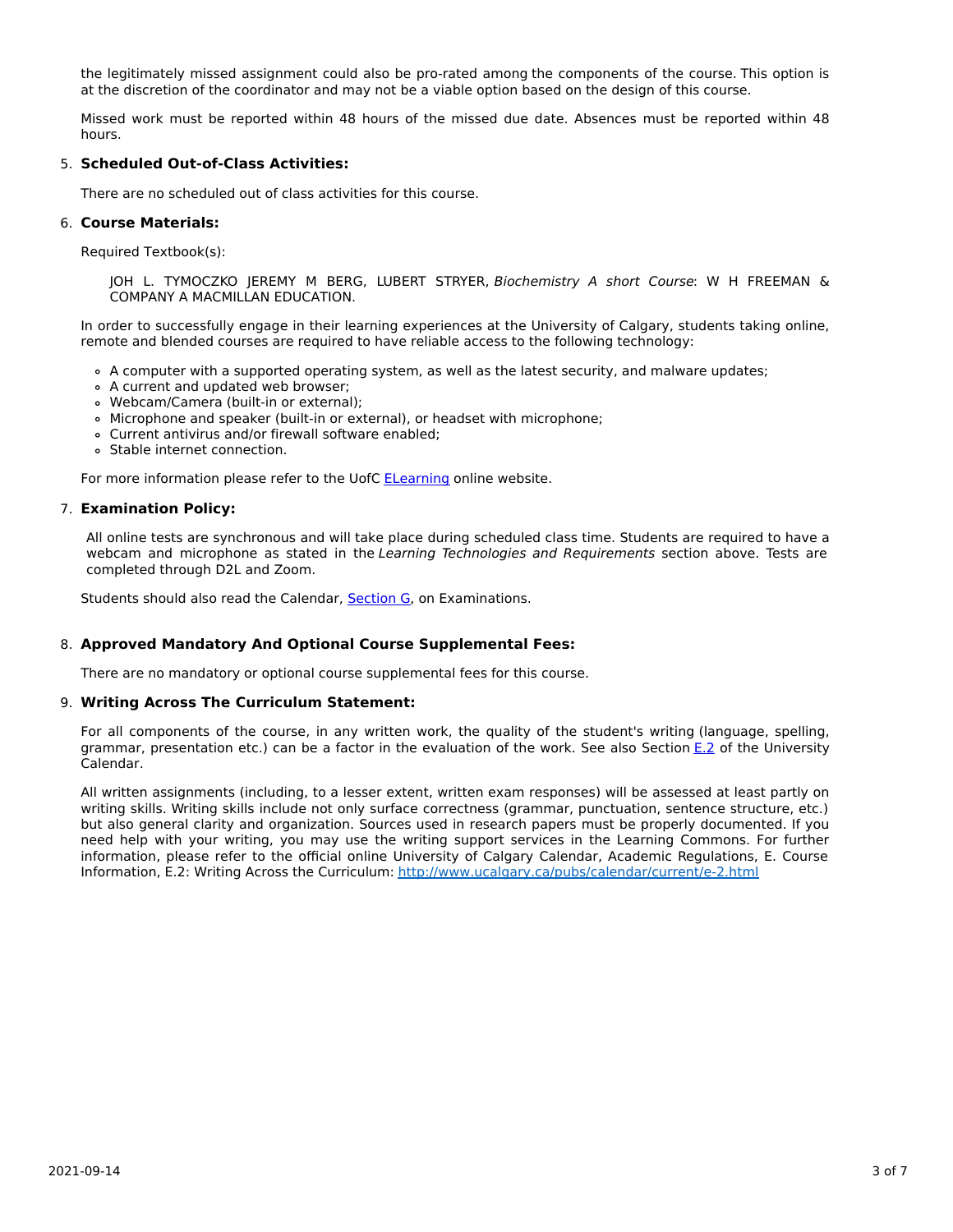the legitimately missed assignment could also be pro-rated among the components of the course. This option is at the discretion of the coordinator and may not be a viable option based on the design of this course.

Missed work must be reported within 48 hours of the missed due date. Absences must be reported within 48 hours.

5. **Scheduled Out-of-Class Activities:**

   There are no scheduled out of class activities for this course.

6. **Course Materials:**

   Required Textbook(s):

   > JOH L. TYMOCZKO JEREMY M BERG, LUBERT STRYER, *Biochemistry A short Course*: W H FREEMAN & COMPANY A MACMILLAN EDUCATION.

   In order to successfully engage in their learning experiences at the University of Calgary, students taking online, remote and blended courses are required to have reliable access to the following technology:

   - A computer with a supported operating system, as well as the latest security, and malware updates;
   - A current and updated web browser;
   - Webcam/Camera (built-in or external);
   - Microphone and speaker (built-in or external), or headset with microphone;
   - Current antivirus and/or firewall software enabled;
   - Stable internet connection.

   For more information please refer to the UofC ELearning online website.

7. **Examination Policy:**

   All online tests are synchronous and will take place during scheduled class time. Students are required to have a webcam and microphone as stated in the *Learning Technologies and Requirements* section above. Tests are completed through D2L and Zoom.

   Students should also read the Calendar, Section G, on Examinations.

8. **Approved Mandatory And Optional Course Supplemental Fees:**

   There are no mandatory or optional course supplemental fees for this course.

9. **Writing Across The Curriculum Statement:**

   For all components of the course, in any written work, the quality of the student's writing (language, spelling, grammar, presentation etc.) can be a factor in the evaluation of the work. See also Section E.2 of the University Calendar.

   All written assignments (including, to a lesser extent, written exam responses) will be assessed at least partly on writing skills. Writing skills include not only surface correctness (grammar, punctuation, sentence structure, etc.) but also general clarity and organization. Sources used in research papers must be properly documented. If you need help with your writing, you may use the writing support services in the Learning Commons. For further information, please refer to the official online University of Calgary Calendar, Academic Regulations, E. Course Information, E.2: Writing Across the Curriculum: http://www.ucalgary.ca/pubs/calendar/current/e-2.html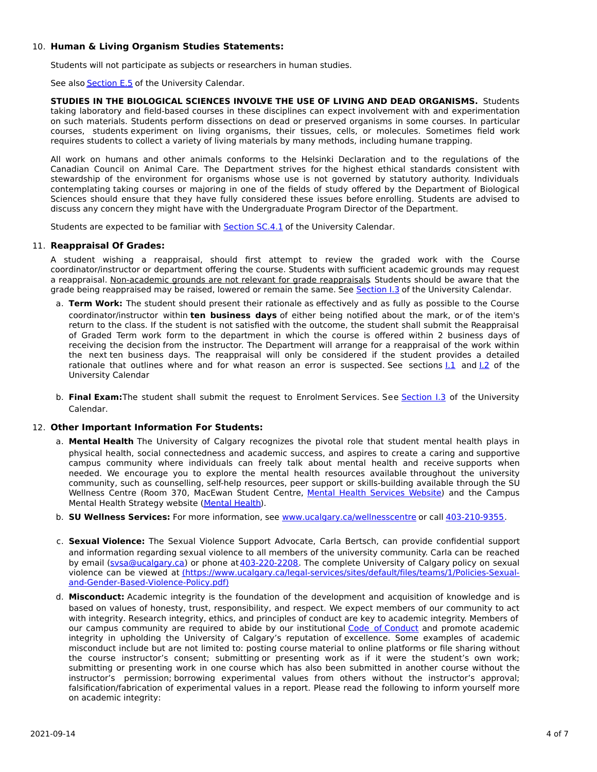10. **Human & Living Organism Studies Statements:**

    Students will not participate as subjects or researchers in human studies.

    See also Section E.5 of the University Calendar.

    **STUDIES IN THE BIOLOGICAL SCIENCES INVOLVE THE USE OF LIVING AND DEAD ORGANISMS.** Students taking laboratory and field-based courses in these disciplines can expect involvement with and experimentation on such materials. Students perform dissections on dead or preserved organisms in some courses. In particular courses, students experiment on living organisms, their tissues, cells, or molecules. Sometimes field work requires students to collect a variety of living materials by many methods, including humane trapping.

    All work on humans and other animals conforms to the Helsinki Declaration and to the regulations of the Canadian Council on Animal Care. The Department strives for the highest ethical standards consistent with stewardship of the environment for organisms whose use is not governed by statutory authority. Individuals contemplating taking courses or majoring in one of the fields of study offered by the Department of Biological Sciences should ensure that they have fully considered these issues before enrolling. Students are advised to discuss any concern they might have with the Undergraduate Program Director of the Department.

    Students are expected to be familiar with Section SC.4.1 of the University Calendar.

11. **Reappraisal Of Grades:**

    A student wishing a reappraisal, should first attempt to review the graded work with the Course coordinator/instructor or department offering the course. Students with sufficient academic grounds may request a reappraisal. Non-academic grounds are not relevant for grade reappraisals. Students should be aware that the grade being reappraised may be raised, lowered or remain the same. See Section I.3 of the University Calendar.

    a. **Term Work:** The student should present their rationale as effectively and as fully as possible to the Course coordinator/instructor within **ten business days** of either being notified about the mark, or of the item's return to the class. If the student is not satisfied with the outcome, the student shall submit the Reappraisal of Graded Term work form to the department in which the course is offered within 2 business days of receiving the decision from the instructor. The Department will arrange for a reappraisal of the work within the next ten business days. The reappraisal will only be considered if the student provides a detailed rationale that outlines where and for what reason an error is suspected. See sections I.1 and I.2 of the University Calendar

    b. **Final Exam:** The student shall submit the request to Enrolment Services. See Section I.3 of the University Calendar.

12. **Other Important Information For Students:**

    a. **Mental Health** The University of Calgary recognizes the pivotal role that student mental health plays in physical health, social connectedness and academic success, and aspires to create a caring and supportive campus community where individuals can freely talk about mental health and receive supports when needed. We encourage you to explore the mental health resources available throughout the university community, such as counselling, self-help resources, peer support or skills-building available through the SU Wellness Centre (Room 370, MacEwan Student Centre, Mental Health Services Website) and the Campus Mental Health Strategy website (Mental Health).

    b. **SU Wellness Services:** For more information, see www.ucalgary.ca/wellnesscentre or call 403-210-9355.

    c. **Sexual Violence:** The Sexual Violence Support Advocate, Carla Bertsch, can provide confidential support and information regarding sexual violence to all members of the university community. Carla can be reached by email (svsa@ucalgary.ca) or phone at 403-220-2208. The complete University of Calgary policy on sexual violence can be viewed at (https://www.ucalgary.ca/legal-services/sites/default/files/teams/1/Policies-Sexual-and-Gender-Based-Violence-Policy.pdf)

    d. **Misconduct:** Academic integrity is the foundation of the development and acquisition of knowledge and is based on values of honesty, trust, responsibility, and respect. We expect members of our community to act with integrity. Research integrity, ethics, and principles of conduct are key to academic integrity. Members of our campus community are required to abide by our institutional Code of Conduct and promote academic integrity in upholding the University of Calgary's reputation of excellence. Some examples of academic misconduct include but are not limited to: posting course material to online platforms or file sharing without the course instructor's consent; submitting or presenting work as if it were the student's own work; submitting or presenting work in one course which has also been submitted in another course without the instructor's permission; borrowing experimental values from others without the instructor's approval; falsification/fabrication of experimental values in a report. Please read the following to inform yourself more on academic integrity: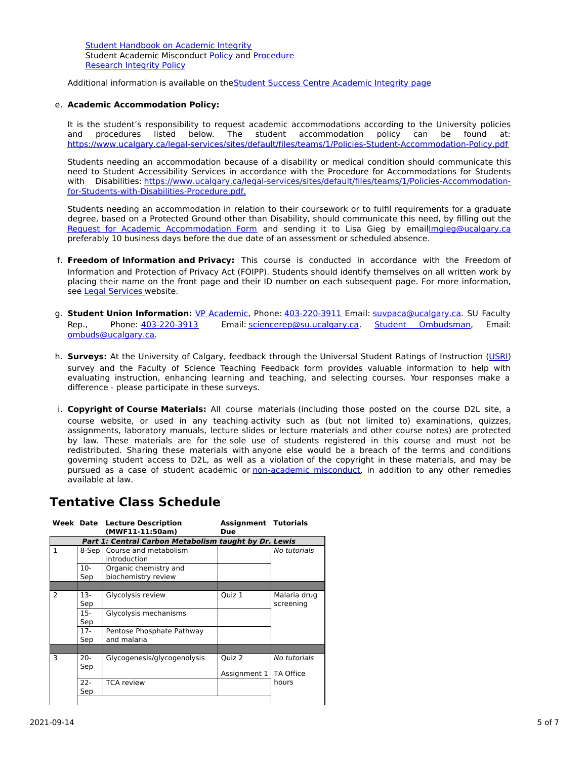Student Handbook on Academic Integrity
Student Academic Misconduct Policy and Procedure
Research Integrity Policy

Additional information is available on theStudent Success Centre Academic Integrity page

e. **Academic Accommodation Policy:**

It is the student's responsibility to request academic accommodations according to the University policies and procedures listed below. The student accommodation policy can be found at: https://www.ucalgary.ca/legal-services/sites/default/files/teams/1/Policies-Student-Accommodation-Policy.pdf

Students needing an accommodation because of a disability or medical condition should communicate this need to Student Accessibility Services in accordance with the Procedure for Accommodations for Students with Disabilities: https://www.ucalgary.ca/legal-services/sites/default/files/teams/1/Policies-Accommodation-for-Students-with-Disabilities-Procedure.pdf.

Students needing an accommodation in relation to their coursework or to fulfil requirements for a graduate degree, based on a Protected Ground other than Disability, should communicate this need, by filling out the Request for Academic Accommodation Form and sending it to Lisa Gieg by emaillmgieg@ucalgary.ca preferably 10 business days before the due date of an assessment or scheduled absence.

f. **Freedom of Information and Privacy:** This course is conducted in accordance with the Freedom of Information and Protection of Privacy Act (FOIPP). Students should identify themselves on all written work by placing their name on the front page and their ID number on each subsequent page. For more information, see Legal Services website.

g. **Student Union Information:** VP Academic, Phone: 403-220-3911 Email: suvpaca@ucalgary.ca. SU Faculty Rep., Phone: 403-220-3913 Email: sciencerep@su.ucalgary.ca. Student Ombudsman, Email: ombuds@ucalgary.ca.

h. **Surveys:** At the University of Calgary, feedback through the Universal Student Ratings of Instruction (USRI) survey and the Faculty of Science Teaching Feedback form provides valuable information to help with evaluating instruction, enhancing learning and teaching, and selecting courses. Your responses make a difference - please participate in these surveys.

i. **Copyright of Course Materials:** All course materials (including those posted on the course D2L site, a course website, or used in any teaching activity such as (but not limited to) examinations, quizzes, assignments, laboratory manuals, lecture slides or lecture materials and other course notes) are protected by law. These materials are for the sole use of students registered in this course and must not be redistributed. Sharing these materials with anyone else would be a breach of the terms and conditions governing student access to D2L, as well as a violation of the copyright in these materials, and may be pursued as a case of student academic or non-academic misconduct, in addition to any other remedies available at law.

## Tentative Class Schedule

| Week | Date | Lecture Description (MWF11-11:50am) | Assignment Due | Tutorials |
|---|---|---|---|---|
| ***Part 1: Central Carbon Metabolism taught by Dr. Lewis*** | | | | |
| 1 | 8-Sep | Course and metabolism introduction | | *No tutorials* |
| | 10-Sep | Organic chemistry and biochemistry review | | |
| | | | | |
| 2 | 13-Sep | Glycolysis review | Quiz 1 | Malaria drug screening |
| | 15-Sep | Glycolysis mechanisms | | |
| | 17-Sep | Pentose Phosphate Pathway and malaria | | |
| | | | | |
| 3 | 20-Sep | Glycogenesis/glycogenolysis | Quiz 2<br>Assignment 1 | *No tutorials*<br>TA Office hours |
| | 22-Sep | TCA review | | |
| | | | | |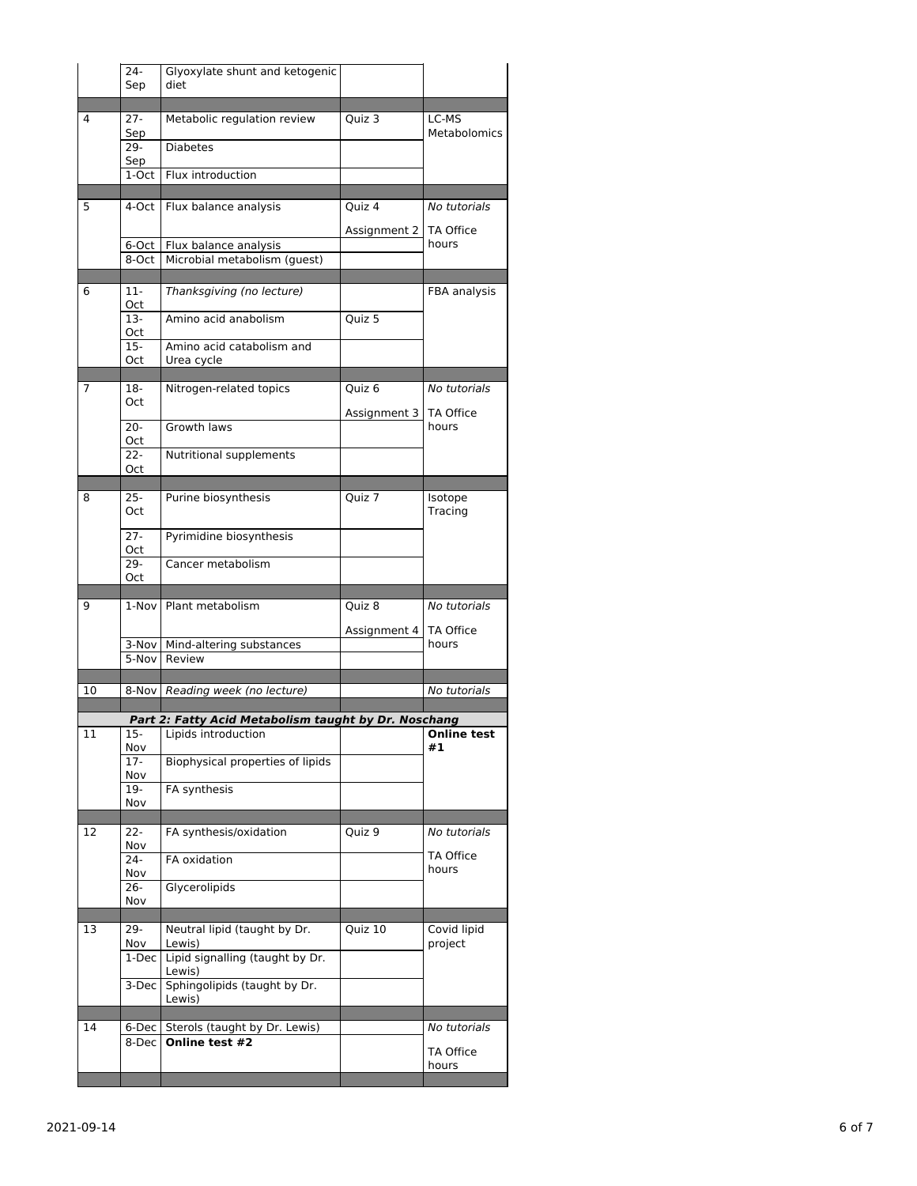| | | | | |
|---|---|---|---|---|
| | 24-Sep | Glyoxylate shunt and ketogenic diet | | |
| | | | | |
| 4 | 27-Sep | Metabolic regulation review | Quiz 3 | LC-MS Metabolomics |
| | 29-Sep | Diabetes | | |
| | 1-Oct | Flux introduction | | |
| | | | | |
| 5 | 4-Oct | Flux balance analysis | Quiz 4<br>Assignment 2 | *No tutorials*<br>TA Office hours |
| | 6-Oct | Flux balance analysis | | |
| | 8-Oct | Microbial metabolism (guest) | | |
| | | | | |
| 6 | 11-Oct | *Thanksgiving (no lecture)* | | FBA analysis |
| | 13-Oct | Amino acid anabolism | Quiz 5 | |
| | 15-Oct | Amino acid catabolism and Urea cycle | | |
| | | | | |
| 7 | 18-Oct | Nitrogen-related topics | Quiz 6<br>Assignment 3 | *No tutorials*<br>TA Office hours |
| | 20-Oct | Growth laws | | |
| | 22-Oct | Nutritional supplements | | |
| | | | | |
| 8 | 25-Oct | Purine biosynthesis | Quiz 7 | Isotope Tracing |
| | 27-Oct | Pyrimidine biosynthesis | | |
| | 29-Oct | Cancer metabolism | | |
| | | | | |
| 9 | 1-Nov | Plant metabolism | Quiz 8<br>Assignment 4 | *No tutorials*<br>TA Office hours |
| | 3-Nov | Mind-altering substances | | |
| | 5-Nov | Review | | |
| | | | | |
| 10 | 8-Nov | *Reading week (no lecture)* | | *No tutorials* |
| | | | | |
| | | ***Part 2: Fatty Acid Metabolism taught by Dr. Noschang*** | | |
| 11 | 15-Nov | Lipids introduction | | **Online test #1** |
| | 17-Nov | Biophysical properties of lipids | | |
| | 19-Nov | FA synthesis | | |
| | | | | |
| 12 | 22-Nov | FA synthesis/oxidation | Quiz 9 | *No tutorials*<br>TA Office hours |
| | 24-Nov | FA oxidation | | |
| | 26-Nov | Glycerolipids | | |
| | | | | |
| 13 | 29-Nov | Neutral lipid (taught by Dr. Lewis) | Quiz 10 | Covid lipid project |
| | 1-Dec | Lipid signalling (taught by Dr. Lewis) | | |
| | 3-Dec | Sphingolipids (taught by Dr. Lewis) | | |
| | | | | |
| 14 | 6-Dec | Sterols (taught by Dr. Lewis) | | *No tutorials*<br>TA Office hours |
| | 8-Dec | **Online test #2** | | |
| | | | | |

2021-09-14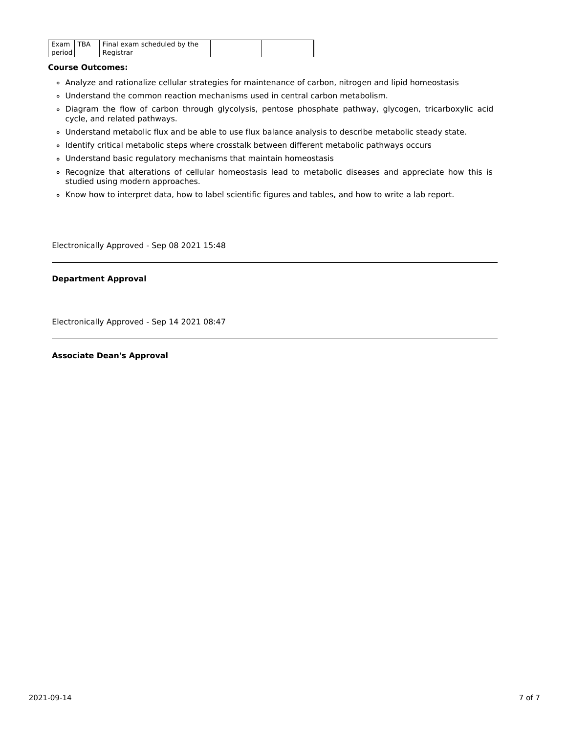| | | | | |
|---|---|---|---|---|
| Exam period | TBA | Final exam scheduled by the Registrar | | |

**Course Outcomes:**

- Analyze and rationalize cellular strategies for maintenance of carbon, nitrogen and lipid homeostasis
- Understand the common reaction mechanisms used in central carbon metabolism.
- Diagram the flow of carbon through glycolysis, pentose phosphate pathway, glycogen, tricarboxylic acid cycle, and related pathways.
- Understand metabolic flux and be able to use flux balance analysis to describe metabolic steady state.
- Identify critical metabolic steps where crosstalk between different metabolic pathways occurs
- Understand basic regulatory mechanisms that maintain homeostasis
- Recognize that alterations of cellular homeostasis lead to metabolic diseases and appreciate how this is studied using modern approaches.
- Know how to interpret data, how to label scientific figures and tables, and how to write a lab report.

Electronically Approved - Sep 08 2021 15:48

---

**Department Approval**

Electronically Approved - Sep 14 2021 08:47

---

**Associate Dean's Approval**